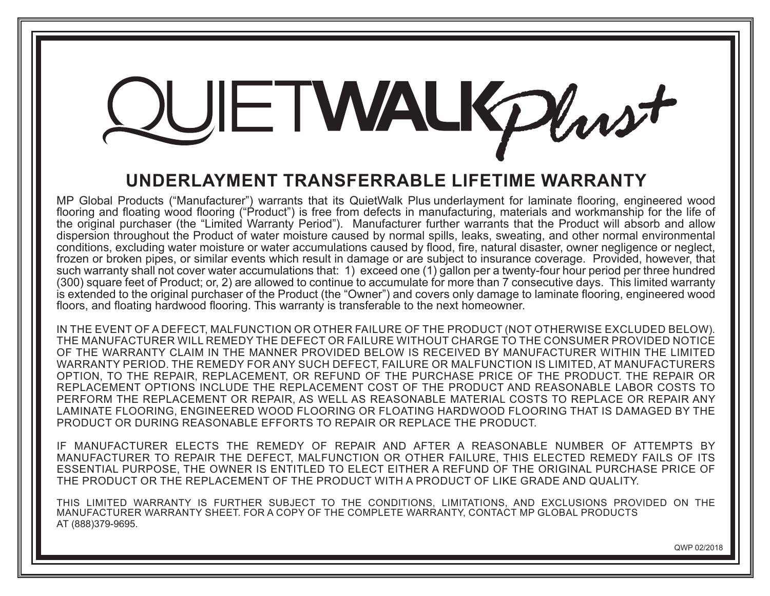# QUIETWALK Plus+

## UNDERLAYMENT TRANSFERRABLE LIFETIME WARRANTY

MP Global Products ("Manufacturer") warrants that its QuietWalk Plus underlayment for laminate flooring, engineered wood flooring and floating wood flooring ("Product") is free from defects in manufacturing, materials and workmanship for the life of the original purchaser (the "Limited Warranty Period"). Manufacturer further warrants that the Product will absorb and allow dispersion throughout the Product of water moisture caused by normal spills, leaks, sweating, and other normal environmental conditions, excluding water moisture or water accumulations caused by flood, fire, natural disaster, owner negligence or neglect, frozen or broken pipes, or similar events which result in damage or are subject to insurance coverage. Provided, however, that such warranty shall not cover water accumulations that: 1) exceed one (1) gallon per a twenty-four hour period per three hundred (300) square feet of Product; or, 2) are allowed to continue to accumulate for more than 7 consecutive days. This limited warranty is extended to the original purchaser of the Product (the "Owner") and covers only damage to laminate flooring, engineered wood floors, and floating hardwood flooring. This warranty is transferable to the next homeowner.

IN THE EVENT OF A DEFECT, MALFUNCTION OR OTHER FAILURE OF THE PRODUCT (NOT OTHERWISE EXCLUDED BELOW). THE MANUFACTURER WILL REMEDY THE DEFECT OR FAILURE WITHOUT CHARGE TO THE CONSUMER PROVIDED NOTICE OF THE WARRANTY CLAIM IN THE MANNER PROVIDED BELOW IS RECEIVED BY MANUFACTURER WITHIN THE LIMITED WARRANTY PERIOD. THE REMEDY FOR ANY SUCH DEFECT, FAILURE OR MALFUNCTION IS LIMITED, AT MANUFACTURERS OPTION, TO THE REPAIR, REPLACEMENT, OR REFUND OF THE PURCHASE PRICE OF THE PRODUCT. THE REPAIR OR REPLACEMENT OPTIONS INCLUDE THE REPLACEMENT COST OF THE PRODUCT AND REASONABLE LABOR COSTS TO PERFORM THE REPLACEMENT OR REPAIR, AS WELL AS REASONABLE MATERIAL COSTS TO REPLACE OR REPAIR ANY LAMINATE FLOORING, ENGINEERED WOOD FLOORING OR FLOATING HARDWOOD FLOORING THAT IS DAMAGED BY THE PRODUCT OR DURING REASONABLE EFFORTS TO REPAIR OR REPLACE THE PRODUCT.

IF MANUFACTURER ELECTS THE REMEDY OF REPAIR AND AFTER A REASONABLE NUMBER OF ATTEMPTS BY MANUFACTURER TO REPAIR THE DEFECT, MALFUNCTION OR OTHER FAILURE, THIS ELECTED REMEDY FAILS OF ITS ESSENTIAL PURPOSE, THE OWNER IS ENTITLED TO ELECT EITHER A REFUND OF THE ORIGINAL PURCHASE PRICE OF THE PRODUCT OR THE REPLACEMENT OF THE PRODUCT WITH A PRODUCT OF LIKE GRADE AND QUALITY.

THIS LIMITED WARRANTY IS FURTHER SUBJECT TO THE CONDITIONS, LIMITATIONS, AND EXCLUSIONS PROVIDED ON THE MANUFACTURER WARRANTY SHEET. FOR A COPY OF THE COMPLETE WARRANTY, CONTACT MP GLOBAL PRODUCTS AT (888)379-9695.

QWP 02/2018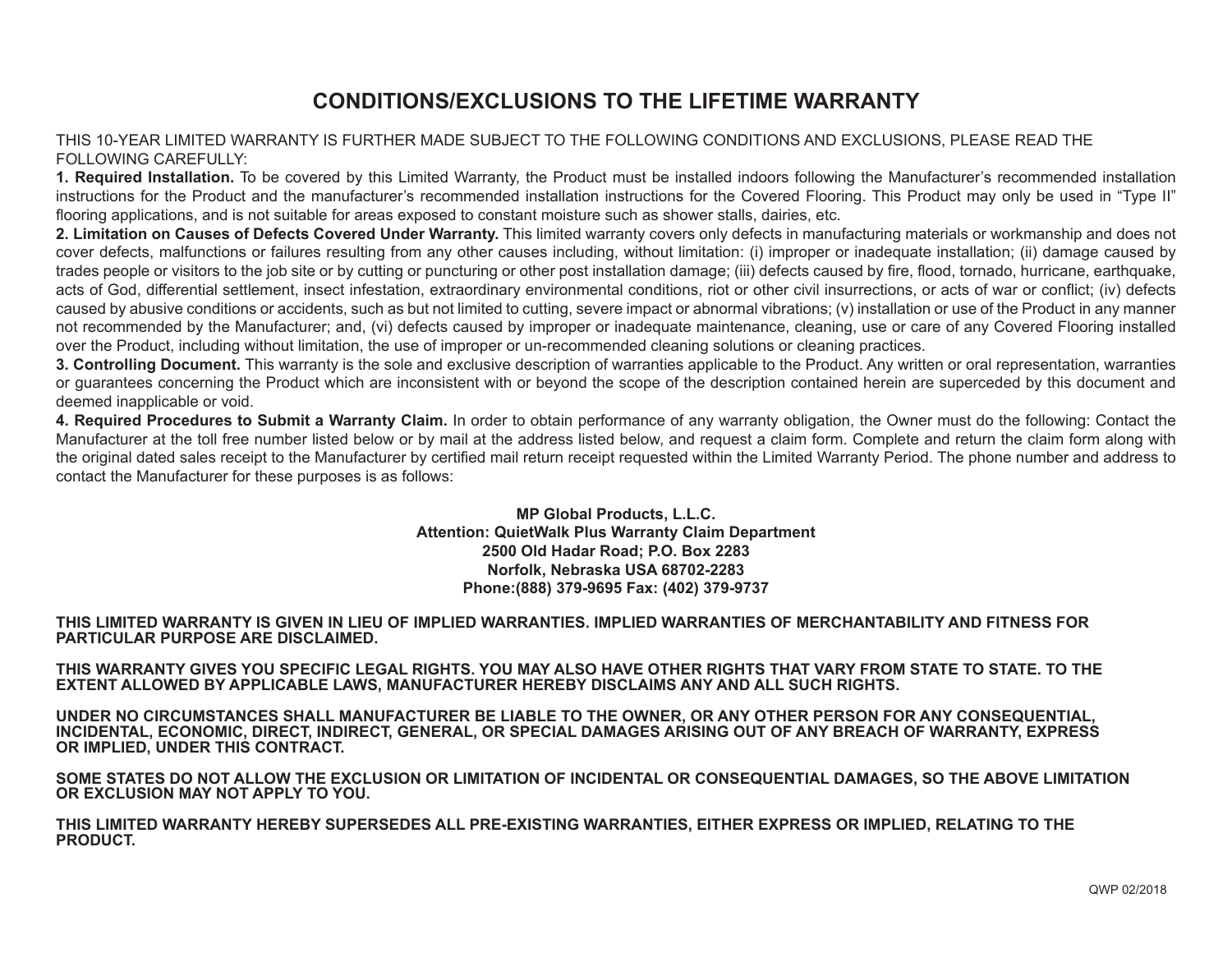# CONDITIONS/EXCLUSIONS TO THE LIFETIME WARRANTY

THIS 10-YEAR LIMITED WARRANTY IS FURTHER MADE SUBJECT TO THE FOLLOWING CONDITIONS AND EXCLUSIONS, PLEASE READ THE FOLLOWING CAREFULLY:

**1. Required Installation.** To be covered by this Limited Warranty, the Product must be installed indoors following the Manufacturer's recommended installation instructions for the Product and the manufacturer's recommended installation instructions for the Covered Flooring. This Product may only be used in "Type II" flooring applications, and is not suitable for areas exposed to constant moisture such as shower stalls, dairies, etc.

**2. Limitation on Causes of Defects Covered Under Warranty.** This limited warranty covers only defects in manufacturing materials or workmanship and does not cover defects, malfunctions or failures resulting from any other causes including, without limitation: (i) improper or inadequate installation; (ii) damage caused by trades people or visitors to the job site or by cutting or puncturing or other post installation damage; (iii) defects caused by fire, flood, tornado, hurricane, earthquake, acts of God, differential settlement, insect infestation, extraordinary environmental conditions, riot or other civil insurrections, or acts of war or conflict; (iv) defects caused by abusive conditions or accidents, such as but not limited to cutting, severe impact or abnormal vibrations; (v) installation or use of the Product in any manner not recommended by the Manufacturer; and, (vi) defects caused by improper or inadequate maintenance, cleaning, use or care of any Covered Flooring installed over the Product, including without limitation, the use of improper or un-recommended cleaning solutions or cleaning practices.

**3. Controlling Document.** This warranty is the sole and exclusive description of warranties applicable to the Product. Any written or oral representation, warranties or guarantees concerning the Product which are inconsistent with or beyond the scope of the description contained herein are superceded by this document and deemed inapplicable or void.

**4. Required Procedures to Submit a Warranty Claim.** In order to obtain performance of any warranty obligation, the Owner must do the following: Contact the Manufacturer at the toll free number listed below or by mail at the address listed below, and request a claim form. Complete and return the claim form along with the original dated sales receipt to the Manufacturer by certified mail return receipt requested within the Limited Warranty Period. The phone number and address to contact the Manufacturer for these purposes is as follows:

**MP Global Products, L.L.C.**
**Attention: QuietWalk Plus Warranty Claim Department**
**2500 Old Hadar Road; P.O. Box 2283**
**Norfolk, Nebraska USA 68702-2283**
**Phone:(888) 379-9695 Fax: (402) 379-9737**

**THIS LIMITED WARRANTY IS GIVEN IN LIEU OF IMPLIED WARRANTIES. IMPLIED WARRANTIES OF MERCHANTABILITY AND FITNESS FOR PARTICULAR PURPOSE ARE DISCLAIMED.**

**THIS WARRANTY GIVES YOU SPECIFIC LEGAL RIGHTS. YOU MAY ALSO HAVE OTHER RIGHTS THAT VARY FROM STATE TO STATE. TO THE EXTENT ALLOWED BY APPLICABLE LAWS, MANUFACTURER HEREBY DISCLAIMS ANY AND ALL SUCH RIGHTS.**

**UNDER NO CIRCUMSTANCES SHALL MANUFACTURER BE LIABLE TO THE OWNER, OR ANY OTHER PERSON FOR ANY CONSEQUENTIAL, INCIDENTAL, ECONOMIC, DIRECT, INDIRECT, GENERAL, OR SPECIAL DAMAGES ARISING OUT OF ANY BREACH OF WARRANTY, EXPRESS OR IMPLIED, UNDER THIS CONTRACT.**

**SOME STATES DO NOT ALLOW THE EXCLUSION OR LIMITATION OF INCIDENTAL OR CONSEQUENTIAL DAMAGES, SO THE ABOVE LIMITATION OR EXCLUSION MAY NOT APPLY TO YOU.**

**THIS LIMITED WARRANTY HEREBY SUPERSEDES ALL PRE-EXISTING WARRANTIES, EITHER EXPRESS OR IMPLIED, RELATING TO THE PRODUCT.**

QWP 02/2018